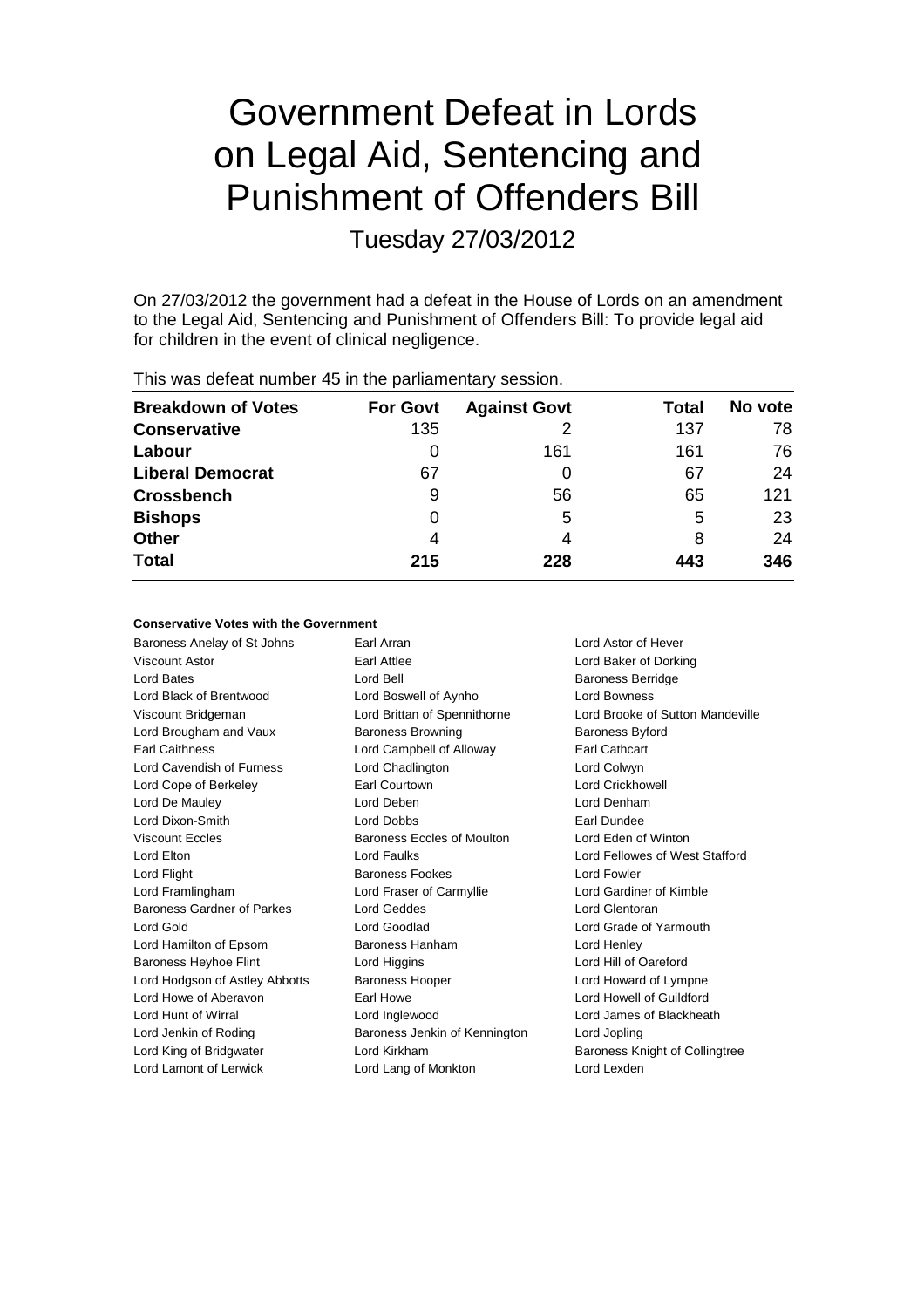# Government Defeat in Lords on Legal Aid, Sentencing and Punishment of Offenders Bill

Tuesday 27/03/2012

On 27/03/2012 the government had a defeat in the House of Lords on an amendment to the Legal Aid, Sentencing and Punishment of Offenders Bill: To provide legal aid for children in the event of clinical negligence.

This was defeat number 45 in the parliamentary session.

| Breakdown of Votes | For Govt | Against Govt | Total | No vote |
|---|---|---|---|---|
| Conservative | 135 | 2 | 137 | 78 |
| Labour | 0 | 161 | 161 | 76 |
| Liberal Democrat | 67 | 0 | 67 | 24 |
| Crossbench | 9 | 56 | 65 | 121 |
| Bishops | 0 | 5 | 5 | 23 |
| Other | 4 | 4 | 8 | 24 |
| **Total** | **215** | **228** | **443** | **346** |

**Conservative Votes with the Government**

Baroness Anelay of St Johns
Earl Arran
Lord Astor of Hever
Viscount Astor
Earl Attlee
Lord Baker of Dorking
Lord Bates
Lord Bell
Baroness Berridge
Lord Black of Brentwood
Lord Boswell of Aynho
Lord Bowness
Viscount Bridgeman
Lord Brittan of Spennithorne
Lord Brooke of Sutton Mandeville
Lord Brougham and Vaux
Baroness Browning
Baroness Byford
Earl Caithness
Lord Campbell of Alloway
Earl Cathcart
Lord Cavendish of Furness
Lord Chadlington
Lord Colwyn
Lord Cope of Berkeley
Earl Courtown
Lord Crickhowell
Lord De Mauley
Lord Deben
Lord Denham
Lord Dixon-Smith
Lord Dobbs
Earl Dundee
Viscount Eccles
Baroness Eccles of Moulton
Lord Eden of Winton
Lord Elton
Lord Faulks
Lord Fellowes of West Stafford
Lord Flight
Baroness Fookes
Lord Fowler
Lord Framlingham
Lord Fraser of Carmyllie
Lord Gardiner of Kimble
Baroness Gardner of Parkes
Lord Geddes
Lord Glentoran
Lord Gold
Lord Goodlad
Lord Grade of Yarmouth
Lord Hamilton of Epsom
Baroness Hanham
Lord Henley
Baroness Heyhoe Flint
Lord Higgins
Lord Hill of Oareford
Lord Hodgson of Astley Abbotts
Baroness Hooper
Lord Howard of Lympne
Lord Howe of Aberavon
Earl Howe
Lord Howell of Guildford
Lord Hunt of Wirral
Lord Inglewood
Lord James of Blackheath
Lord Jenkin of Roding
Baroness Jenkin of Kennington
Lord Jopling
Lord King of Bridgwater
Lord Kirkham
Baroness Knight of Collingtree
Lord Lamont of Lerwick
Lord Lang of Monkton
Lord Lexden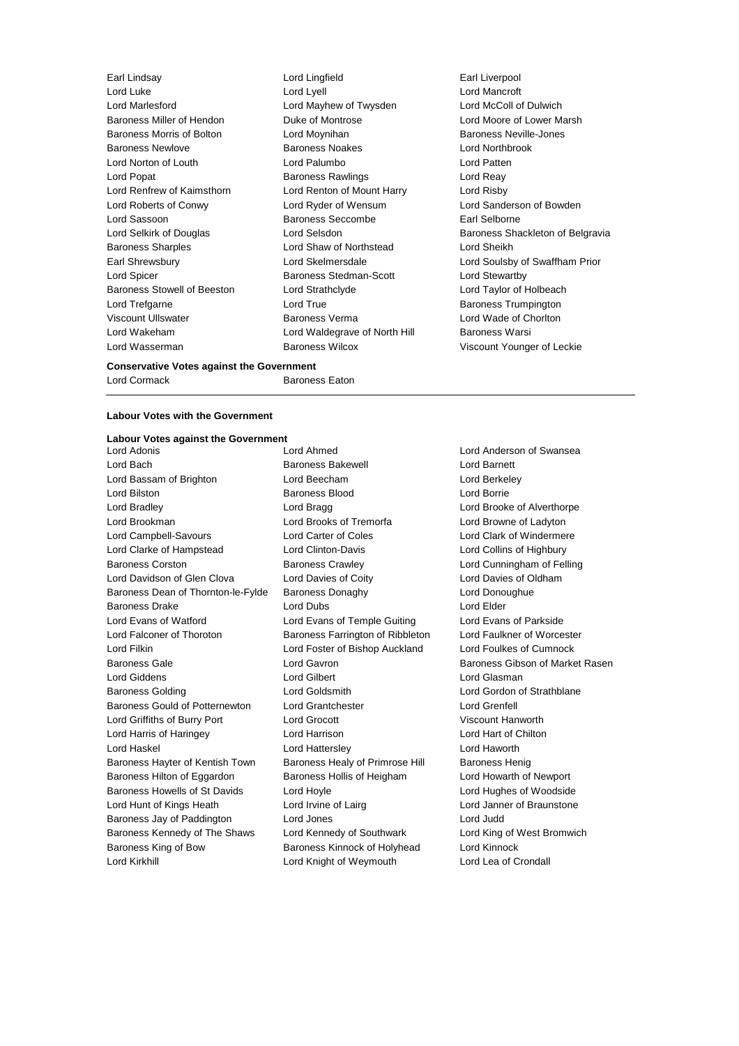Earl Lindsay
Lord Lingfield
Earl Liverpool
Lord Luke
Lord Lyell
Lord Mancroft
Lord Marlesford
Lord Mayhew of Twysden
Lord McColl of Dulwich
Baroness Miller of Hendon
Duke of Montrose
Lord Moore of Lower Marsh
Baroness Morris of Bolton
Lord Moynihan
Baroness Neville-Jones
Baroness Newlove
Baroness Noakes
Lord Northbrook
Lord Norton of Louth
Lord Palumbo
Lord Patten
Lord Popat
Baroness Rawlings
Lord Reay
Lord Renfrew of Kaimsthorn
Lord Renton of Mount Harry
Lord Risby
Lord Roberts of Conwy
Lord Ryder of Wensum
Lord Sanderson of Bowden
Lord Sassoon
Baroness Seccombe
Earl Selborne
Lord Selkirk of Douglas
Lord Selsdon
Baroness Shackleton of Belgravia
Baroness Sharples
Lord Shaw of Northstead
Lord Sheikh
Earl Shrewsbury
Lord Skelmersdale
Lord Soulsby of Swaffham Prior
Lord Spicer
Baroness Stedman-Scott
Lord Stewartby
Baroness Stowell of Beeston
Lord Strathclyde
Lord Taylor of Holbeach
Lord Trefgarne
Lord True
Baroness Trumpington
Viscount Ullswater
Baroness Verma
Lord Wade of Chorlton
Lord Wakeham
Lord Waldegrave of North Hill
Baroness Warsi
Lord Wasserman
Baroness Wilcox
Viscount Younger of Leckie

**Conservative Votes against the Government**

Lord Cormack
Baroness Eaton

---

**Labour Votes with the Government**

**Labour Votes against the Government**

Lord Adonis
Lord Ahmed
Lord Anderson of Swansea
Lord Bach
Baroness Bakewell
Lord Barnett
Lord Bassam of Brighton
Lord Beecham
Lord Berkeley
Lord Bilston
Baroness Blood
Lord Borrie
Lord Bradley
Lord Bragg
Lord Brooke of Alverthorpe
Lord Brookman
Lord Brooks of Tremorfa
Lord Browne of Ladyton
Lord Campbell-Savours
Lord Carter of Coles
Lord Clark of Windermere
Lord Clarke of Hampstead
Lord Clinton-Davis
Lord Collins of Highbury
Baroness Corston
Baroness Crawley
Lord Cunningham of Felling
Lord Davidson of Glen Clova
Lord Davies of Coity
Lord Davies of Oldham
Baroness Dean of Thornton-le-Fylde
Baroness Donaghy
Lord Donoughue
Baroness Drake
Lord Dubs
Lord Elder
Lord Evans of Watford
Lord Evans of Temple Guiting
Lord Evans of Parkside
Lord Falconer of Thoroton
Baroness Farrington of Ribbleton
Lord Faulkner of Worcester
Lord Filkin
Lord Foster of Bishop Auckland
Lord Foulkes of Cumnock
Baroness Gale
Lord Gavron
Baroness Gibson of Market Rasen
Lord Giddens
Lord Gilbert
Lord Glasman
Baroness Golding
Lord Goldsmith
Lord Gordon of Strathblane
Baroness Gould of Potternewton
Lord Grantchester
Lord Grenfell
Lord Griffiths of Burry Port
Lord Grocott
Viscount Hanworth
Lord Harris of Haringey
Lord Harrison
Lord Hart of Chilton
Lord Haskel
Lord Hattersley
Lord Haworth
Baroness Hayter of Kentish Town
Baroness Healy of Primrose Hill
Baroness Henig
Baroness Hilton of Eggardon
Baroness Hollis of Heigham
Lord Howarth of Newport
Baroness Howells of St Davids
Lord Hoyle
Lord Hughes of Woodside
Lord Hunt of Kings Heath
Lord Irvine of Lairg
Lord Janner of Braunstone
Baroness Jay of Paddington
Lord Jones
Lord Judd
Baroness Kennedy of The Shaws
Lord Kennedy of Southwark
Lord King of West Bromwich
Baroness King of Bow
Baroness Kinnock of Holyhead
Lord Kinnock
Lord Kirkhill
Lord Knight of Weymouth
Lord Lea of Crondall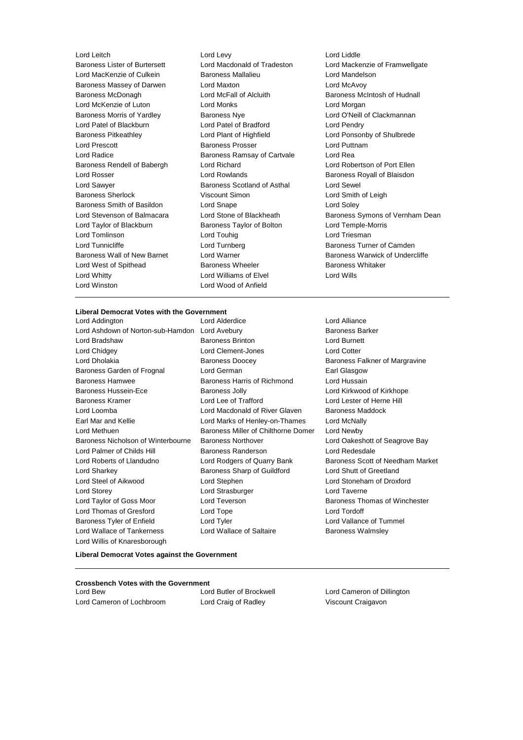Lord Leitch
Lord Levy
Lord Liddle
Baroness Lister of Burtersett
Lord Macdonald of Tradeston
Lord Mackenzie of Framwellgate
Lord MacKenzie of Culkein
Baroness Mallalieu
Lord Mandelson
Baroness Massey of Darwen
Lord Maxton
Lord McAvoy
Baroness McDonagh
Lord McFall of Alcluith
Baroness McIntosh of Hudnall
Lord McKenzie of Luton
Lord Monks
Lord Morgan
Baroness Morris of Yardley
Baroness Nye
Lord O'Neill of Clackmannan
Lord Patel of Blackburn
Lord Patel of Bradford
Lord Pendry
Baroness Pitkeathley
Lord Plant of Highfield
Lord Ponsonby of Shulbrede
Lord Prescott
Baroness Prosser
Lord Puttnam
Lord Radice
Baroness Ramsay of Cartvale
Lord Rea
Baroness Rendell of Babergh
Lord Richard
Lord Robertson of Port Ellen
Lord Rosser
Lord Rowlands
Baroness Royall of Blaisdon
Lord Sawyer
Baroness Scotland of Asthal
Lord Sewel
Baroness Sherlock
Viscount Simon
Lord Smith of Leigh
Baroness Smith of Basildon
Lord Snape
Lord Soley
Lord Stevenson of Balmacara
Lord Stone of Blackheath
Baroness Symons of Vernham Dean
Lord Taylor of Blackburn
Baroness Taylor of Bolton
Lord Temple-Morris
Lord Tomlinson
Lord Touhig
Lord Triesman
Lord Tunnicliffe
Lord Turnberg
Baroness Turner of Camden
Baroness Wall of New Barnet
Lord Warner
Baroness Warwick of Undercliffe
Lord West of Spithead
Baroness Wheeler
Baroness Whitaker
Lord Whitty
Lord Williams of Elvel
Lord Wills
Lord Winston
Lord Wood of Anfield

**Liberal Democrat Votes with the Government**

Lord Addington
Lord Alderdice
Lord Alliance
Lord Ashdown of Norton-sub-Hamdon
Lord Avebury
Baroness Barker
Lord Bradshaw
Baroness Brinton
Lord Burnett
Lord Chidgey
Lord Clement-Jones
Lord Cotter
Lord Dholakia
Baroness Doocey
Baroness Falkner of Margravine
Baroness Garden of Frognal
Lord German
Earl Glasgow
Baroness Hamwee
Baroness Harris of Richmond
Lord Hussain
Baroness Hussein-Ece
Baroness Jolly
Lord Kirkwood of Kirkhope
Baroness Kramer
Lord Lee of Trafford
Lord Lester of Herne Hill
Lord Loomba
Lord Macdonald of River Glaven
Baroness Maddock
Earl Mar and Kellie
Lord Marks of Henley-on-Thames
Lord McNally
Lord Methuen
Baroness Miller of Chilthorne Domer
Lord Newby
Baroness Nicholson of Winterbourne
Baroness Northover
Lord Oakeshott of Seagrove Bay
Lord Palmer of Childs Hill
Baroness Randerson
Lord Redesdale
Lord Roberts of Llandudno
Lord Rodgers of Quarry Bank
Baroness Scott of Needham Market
Lord Sharkey
Baroness Sharp of Guildford
Lord Shutt of Greetland
Lord Steel of Aikwood
Lord Stephen
Lord Stoneham of Droxford
Lord Storey
Lord Strasburger
Lord Taverne
Lord Taylor of Goss Moor
Lord Teverson
Baroness Thomas of Winchester
Lord Thomas of Gresford
Lord Tope
Lord Tordoff
Baroness Tyler of Enfield
Lord Tyler
Lord Vallance of Tummel
Lord Wallace of Tankerness
Lord Wallace of Saltaire
Baroness Walmsley
Lord Willis of Knaresborough

**Liberal Democrat Votes against the Government**

**Crossbench Votes with the Government**

Lord Bew
Lord Butler of Brockwell
Lord Cameron of Dillington
Lord Cameron of Lochbroom
Lord Craig of Radley
Viscount Craigavon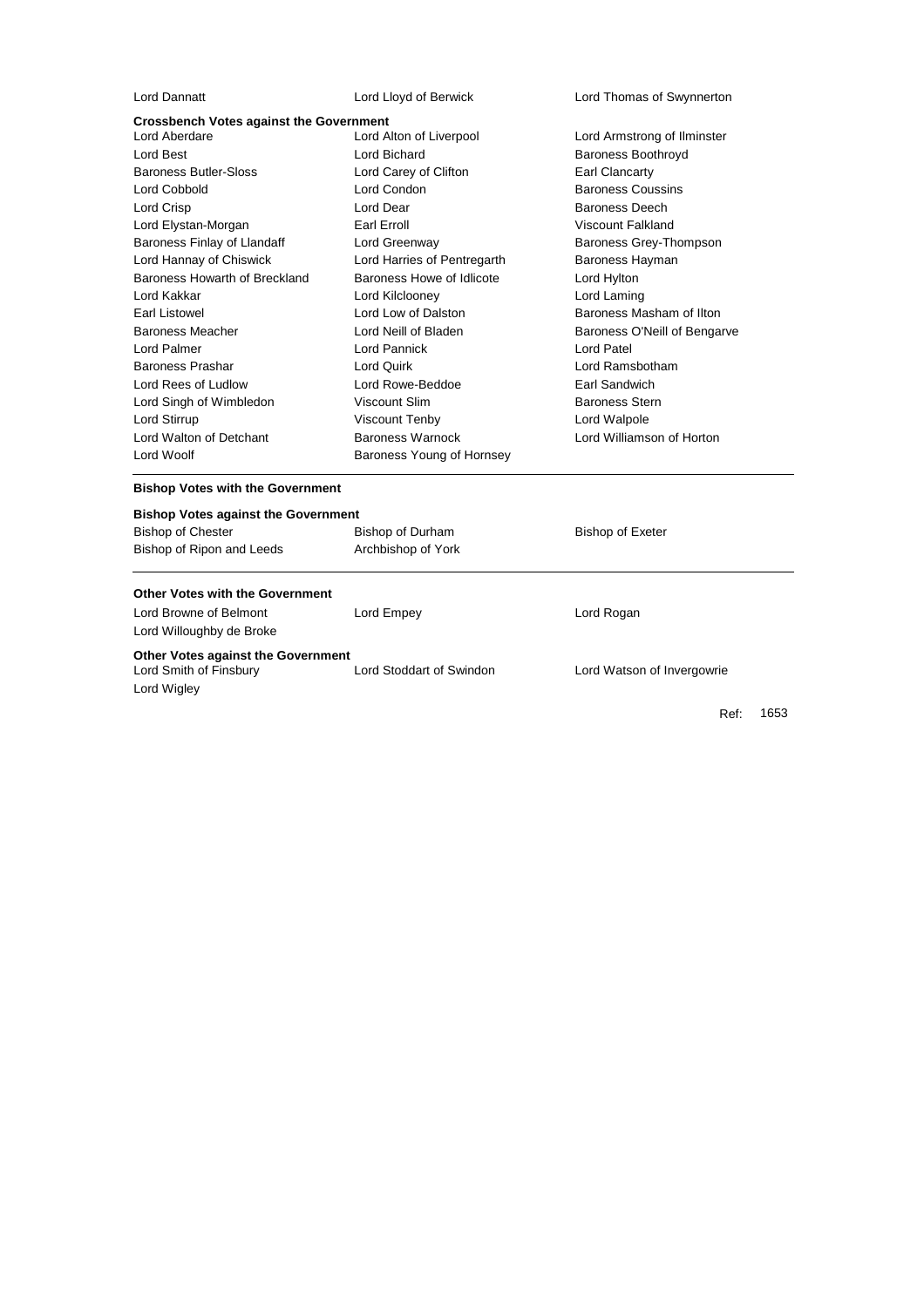| | | |
|---|---|---|
| Lord Dannatt | Lord Lloyd of Berwick | Lord Thomas of Swynnerton |

**Crossbench Votes against the Government**

| | | |
|---|---|---|
| Lord Aberdare | Lord Alton of Liverpool | Lord Armstrong of Ilminster |
| Lord Best | Lord Bichard | Baroness Boothroyd |
| Baroness Butler-Sloss | Lord Carey of Clifton | Earl Clancarty |
| Lord Cobbold | Lord Condon | Baroness Coussins |
| Lord Crisp | Lord Dear | Baroness Deech |
| Lord Elystan-Morgan | Earl Erroll | Viscount Falkland |
| Baroness Finlay of Llandaff | Lord Greenway | Baroness Grey-Thompson |
| Lord Hannay of Chiswick | Lord Harries of Pentregarth | Baroness Hayman |
| Baroness Howarth of Breckland | Baroness Howe of Idlicote | Lord Hylton |
| Lord Kakkar | Lord Kilclooney | Lord Laming |
| Earl Listowel | Lord Low of Dalston | Baroness Masham of Ilton |
| Baroness Meacher | Lord Neill of Bladen | Baroness O'Neill of Bengarve |
| Lord Palmer | Lord Pannick | Lord Patel |
| Baroness Prashar | Lord Quirk | Lord Ramsbotham |
| Lord Rees of Ludlow | Lord Rowe-Beddoe | Earl Sandwich |
| Lord Singh of Wimbledon | Viscount Slim | Baroness Stern |
| Lord Stirrup | Viscount Tenby | Lord Walpole |
| Lord Walton of Detchant | Baroness Warnock | Lord Williamson of Horton |
| Lord Woolf | Baroness Young of Hornsey | |

**Bishop Votes with the Government**

**Bishop Votes against the Government**

| | | |
|---|---|---|
| Bishop of Chester | Bishop of Durham | Bishop of Exeter |
| Bishop of Ripon and Leeds | Archbishop of York | |

**Other Votes with the Government**

| | | |
|---|---|---|
| Lord Browne of Belmont | Lord Empey | Lord Rogan |
| Lord Willoughby de Broke | | |

**Other Votes against the Government**

| | | |
|---|---|---|
| Lord Smith of Finsbury | Lord Stoddart of Swindon | Lord Watson of Invergowrie |
| Lord Wigley | | |

Ref: 1653